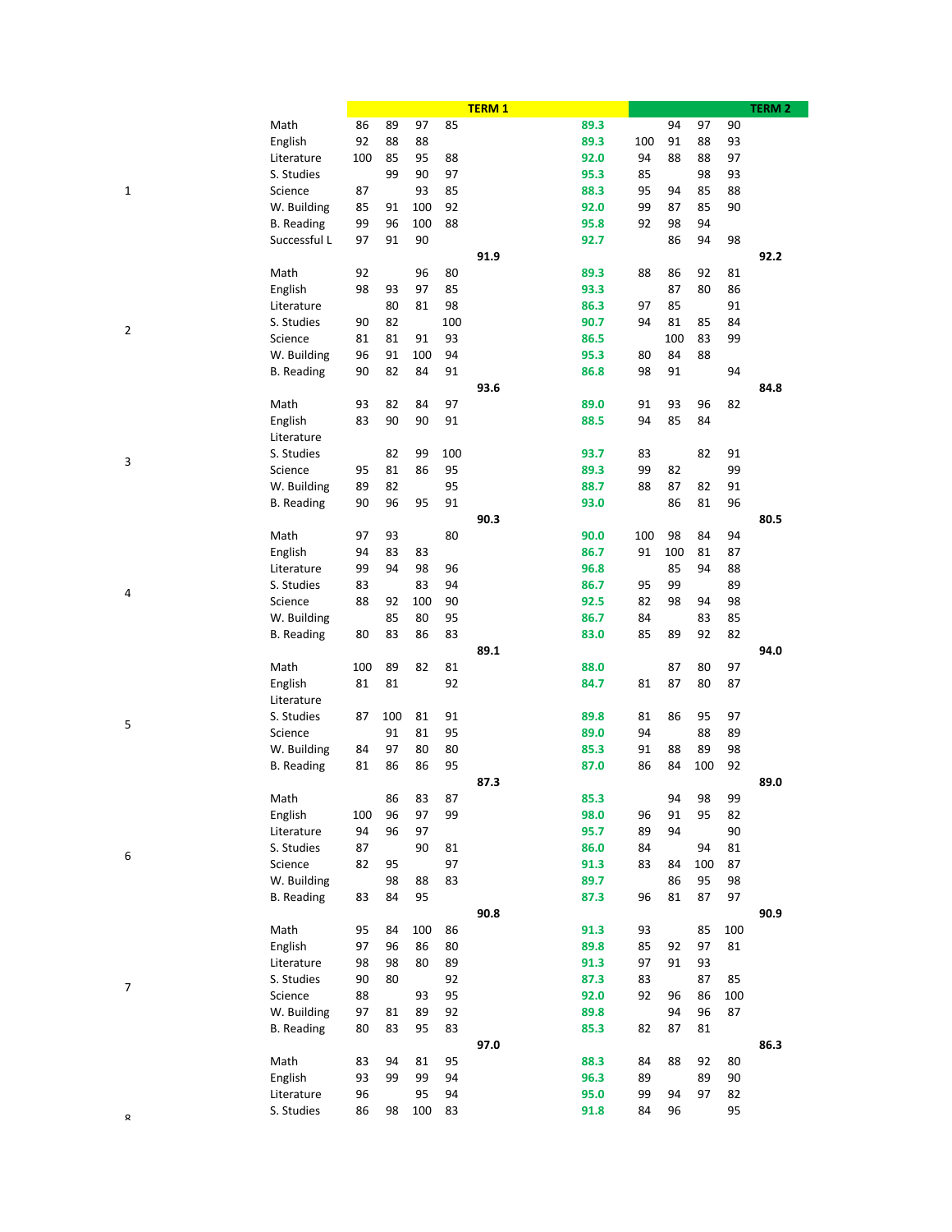| | | | | | | TERM 1 | | | | | | TERM 2 |
|---|---|---|---|---|---|---|---|---|---|---|---|---|
| | Math | 86 | 89 | 97 | 85 | | 89.3 | | 94 | 97 | 90 | |
| | English | 92 | 88 | 88 | | | 89.3 | 100 | 91 | 88 | 93 | |
| | Literature | 100 | 85 | 95 | 88 | | 92.0 | 94 | 88 | 88 | 97 | |
| | S. Studies | | 99 | 90 | 97 | | 95.3 | 85 | | 98 | 93 | |
| 1 | Science | 87 | | 93 | 85 | | 88.3 | 95 | 94 | 85 | 88 | |
| | W. Building | 85 | 91 | 100 | 92 | | 92.0 | 99 | 87 | 85 | 90 | |
| | B. Reading | 99 | 96 | 100 | 88 | | 95.8 | 92 | 98 | 94 | | |
| | Successful L | 97 | 91 | 90 | | | 92.7 | | 86 | 94 | 98 | |
| | | | | | | **91.9** | | | | | | **92.2** |
| | Math | 92 | | 96 | 80 | | 89.3 | 88 | 86 | 92 | 81 | |
| | English | 98 | 93 | 97 | 85 | | 93.3 | | 87 | 80 | 86 | |
| | Literature | | 80 | 81 | 98 | | 86.3 | 97 | 85 | | 91 | |
| 2 | S. Studies | 90 | 82 | | 100 | | 90.7 | 94 | 81 | 85 | 84 | |
| | Science | 81 | 81 | 91 | 93 | | 86.5 | | 100 | 83 | 99 | |
| | W. Building | 96 | 91 | 100 | 94 | | 95.3 | 80 | 84 | 88 | | |
| | B. Reading | 90 | 82 | 84 | 91 | | 86.8 | 98 | 91 | | 94 | |
| | | | | | | **93.6** | | | | | | **84.8** |
| | Math | 93 | 82 | 84 | 97 | | 89.0 | 91 | 93 | 96 | 82 | |
| | English | 83 | 90 | 90 | 91 | | 88.5 | 94 | 85 | 84 | | |
| | Literature | | | | | | | | | | | |
| 3 | S. Studies | | 82 | 99 | 100 | | 93.7 | 83 | | 82 | 91 | |
| | Science | 95 | 81 | 86 | 95 | | 89.3 | 99 | 82 | | 99 | |
| | W. Building | 89 | 82 | | 95 | | 88.7 | 88 | 87 | 82 | 91 | |
| | B. Reading | 90 | 96 | 95 | 91 | | 93.0 | | 86 | 81 | 96 | |
| | | | | | | **90.3** | | | | | | **80.5** |
| | Math | 97 | 93 | | 80 | | 90.0 | 100 | 98 | 84 | 94 | |
| | English | 94 | 83 | 83 | | | 86.7 | 91 | 100 | 81 | 87 | |
| | Literature | 99 | 94 | 98 | 96 | | 96.8 | | 85 | 94 | 88 | |
| 4 | S. Studies | 83 | | 83 | 94 | | 86.7 | 95 | 99 | | 89 | |
| | Science | 88 | 92 | 100 | 90 | | 92.5 | 82 | 98 | 94 | 98 | |
| | W. Building | | 85 | 80 | 95 | | 86.7 | 84 | | 83 | 85 | |
| | B. Reading | 80 | 83 | 86 | 83 | | 83.0 | 85 | 89 | 92 | 82 | |
| | | | | | | **89.1** | | | | | | **94.0** |
| | Math | 100 | 89 | 82 | 81 | | 88.0 | | 87 | 80 | 97 | |
| | English | 81 | 81 | | 92 | | 84.7 | 81 | 87 | 80 | 87 | |
| | Literature | | | | | | | | | | | |
| 5 | S. Studies | 87 | 100 | 81 | 91 | | 89.8 | 81 | 86 | 95 | 97 | |
| | Science | | 91 | 81 | 95 | | 89.0 | 94 | | 88 | 89 | |
| | W. Building | 84 | 97 | 80 | 80 | | 85.3 | 91 | 88 | 89 | 98 | |
| | B. Reading | 81 | 86 | 86 | 95 | | 87.0 | 86 | 84 | 100 | 92 | |
| | | | | | | **87.3** | | | | | | **89.0** |
| | Math | | 86 | 83 | 87 | | 85.3 | | 94 | 98 | 99 | |
| | English | 100 | 96 | 97 | 99 | | 98.0 | 96 | 91 | 95 | 82 | |
| | Literature | 94 | 96 | 97 | | | 95.7 | 89 | 94 | | 90 | |
| 6 | S. Studies | 87 | | 90 | 81 | | 86.0 | 84 | | 94 | 81 | |
| | Science | 82 | 95 | | 97 | | 91.3 | 83 | 84 | 100 | 87 | |
| | W. Building | | 98 | 88 | 83 | | 89.7 | | 86 | 95 | 98 | |
| | B. Reading | 83 | 84 | 95 | | | 87.3 | 96 | 81 | 87 | 97 | |
| | | | | | | **90.8** | | | | | | **90.9** |
| | Math | 95 | 84 | 100 | 86 | | 91.3 | 93 | | 85 | 100 | |
| | English | 97 | 96 | 86 | 80 | | 89.8 | 85 | 92 | 97 | 81 | |
| | Literature | 98 | 98 | 80 | 89 | | 91.3 | 97 | 91 | 93 | | |
| 7 | S. Studies | 90 | 80 | | 92 | | 87.3 | 83 | | 87 | 85 | |
| | Science | 88 | | 93 | 95 | | 92.0 | 92 | 96 | 86 | 100 | |
| | W. Building | 97 | 81 | 89 | 92 | | 89.8 | | 94 | 96 | 87 | |
| | B. Reading | 80 | 83 | 95 | 83 | | 85.3 | 82 | 87 | 81 | | |
| | | | | | | **97.0** | | | | | | **86.3** |
| | Math | 83 | 94 | 81 | 95 | | 88.3 | 84 | 88 | 92 | 80 | |
| | English | 93 | 99 | 99 | 94 | | 96.3 | 89 | | 89 | 90 | |
| | Literature | 96 | | 95 | 94 | | 95.0 | 99 | 94 | 97 | 82 | |
| 8 | S. Studies | 86 | 98 | 100 | 83 | | 91.8 | 84 | 96 | | 95 | |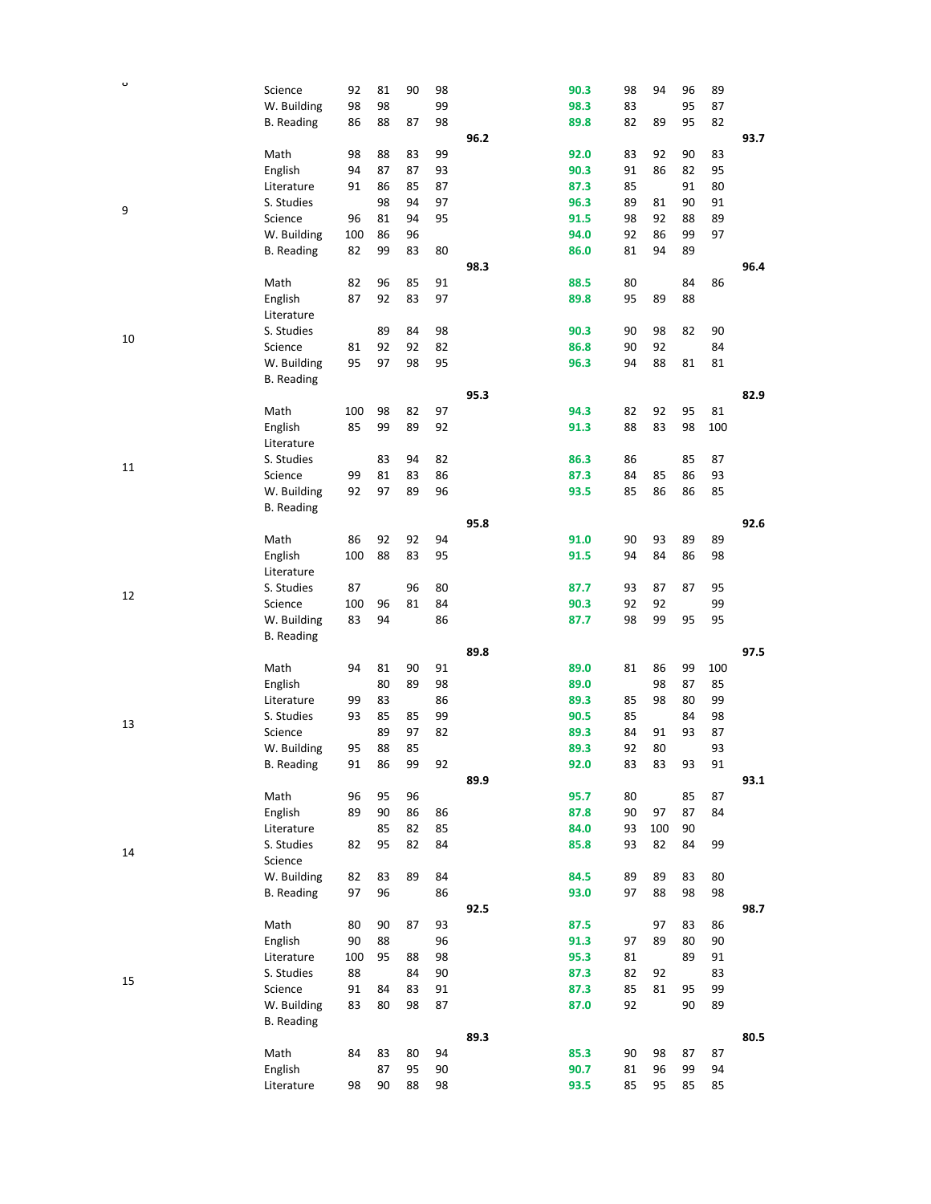| | | | | | | | | | | | | |
|---|---|---|---|---|---|---|---|---|---|---|---|---|
| 8 | Science | 92 | 81 | 90 | 98 | | 90.3 | 98 | 94 | 96 | 89 | |
| | W. Building | 98 | 98 | | 99 | | 98.3 | 83 | | 95 | 87 | |
| | B. Reading | 86 | 88 | 87 | 98 | | 89.8 | 82 | 89 | 95 | 82 | |
| | | | | | | **96.2** | | | | | | **93.7** |
| 9 | Math | 98 | 88 | 83 | 99 | | 92.0 | 83 | 92 | 90 | 83 | |
| | English | 94 | 87 | 87 | 93 | | 90.3 | 91 | 86 | 82 | 95 | |
| | Literature | 91 | 86 | 85 | 87 | | 87.3 | 85 | | 91 | 80 | |
| | S. Studies | | 98 | 94 | 97 | | 96.3 | 89 | 81 | 90 | 91 | |
| | Science | 96 | 81 | 94 | 95 | | 91.5 | 98 | 92 | 88 | 89 | |
| | W. Building | 100 | 86 | 96 | | | 94.0 | 92 | 86 | 99 | 97 | |
| | B. Reading | 82 | 99 | 83 | 80 | | 86.0 | 81 | 94 | 89 | | |
| | | | | | | **98.3** | | | | | | **96.4** |
| 10 | Math | 82 | 96 | 85 | 91 | | 88.5 | 80 | | 84 | 86 | |
| | English | 87 | 92 | 83 | 97 | | 89.8 | 95 | 89 | 88 | | |
| | Literature | | | | | | | | | | | |
| | S. Studies | | 89 | 84 | 98 | | 90.3 | 90 | 98 | 82 | 90 | |
| | Science | 81 | 92 | 92 | 82 | | 86.8 | 90 | 92 | | 84 | |
| | W. Building | 95 | 97 | 98 | 95 | | 96.3 | 94 | 88 | 81 | 81 | |
| | B. Reading | | | | | | | | | | | |
| | | | | | | **95.3** | | | | | | **82.9** |
| 11 | Math | 100 | 98 | 82 | 97 | | 94.3 | 82 | 92 | 95 | 81 | |
| | English | 85 | 99 | 89 | 92 | | 91.3 | 88 | 83 | 98 | 100 | |
| | Literature | | | | | | | | | | | |
| | S. Studies | | 83 | 94 | 82 | | 86.3 | 86 | | 85 | 87 | |
| | Science | 99 | 81 | 83 | 86 | | 87.3 | 84 | 85 | 86 | 93 | |
| | W. Building | 92 | 97 | 89 | 96 | | 93.5 | 85 | 86 | 86 | 85 | |
| | B. Reading | | | | | | | | | | | |
| | | | | | | **95.8** | | | | | | **92.6** |
| 12 | Math | 86 | 92 | 92 | 94 | | 91.0 | 90 | 93 | 89 | 89 | |
| | English | 100 | 88 | 83 | 95 | | 91.5 | 94 | 84 | 86 | 98 | |
| | Literature | | | | | | | | | | | |
| | S. Studies | 87 | | 96 | 80 | | 87.7 | 93 | 87 | 87 | 95 | |
| | Science | 100 | 96 | 81 | 84 | | 90.3 | 92 | 92 | | 99 | |
| | W. Building | 83 | 94 | | 86 | | 87.7 | 98 | 99 | 95 | 95 | |
| | B. Reading | | | | | | | | | | | |
| | | | | | | **89.8** | | | | | | **97.5** |
| 13 | Math | 94 | 81 | 90 | 91 | | 89.0 | 81 | 86 | 99 | 100 | |
| | English | | 80 | 89 | 98 | | 89.0 | | 98 | 87 | 85 | |
| | Literature | 99 | 83 | | 86 | | 89.3 | 85 | 98 | 80 | 99 | |
| | S. Studies | 93 | 85 | 85 | 99 | | 90.5 | 85 | | 84 | 98 | |
| | Science | | 89 | 97 | 82 | | 89.3 | 84 | 91 | 93 | 87 | |
| | W. Building | 95 | 88 | 85 | | | 89.3 | 92 | 80 | | 93 | |
| | B. Reading | 91 | 86 | 99 | 92 | | 92.0 | 83 | 83 | 93 | 91 | |
| | | | | | | **89.9** | | | | | | **93.1** |
| 14 | Math | 96 | 95 | 96 | | | 95.7 | 80 | | 85 | 87 | |
| | English | 89 | 90 | 86 | 86 | | 87.8 | 90 | 97 | 87 | 84 | |
| | Literature | | 85 | 82 | 85 | | 84.0 | 93 | 100 | 90 | | |
| | S. Studies | 82 | 95 | 82 | 84 | | 85.8 | 93 | 82 | 84 | 99 | |
| | Science | | | | | | | | | | | |
| | W. Building | 82 | 83 | 89 | 84 | | 84.5 | 89 | 89 | 83 | 80 | |
| | B. Reading | 97 | 96 | | 86 | | 93.0 | 97 | 88 | 98 | 98 | |
| | | | | | | **92.5** | | | | | | **98.7** |
| 15 | Math | 80 | 90 | 87 | 93 | | 87.5 | | 97 | 83 | 86 | |
| | English | 90 | 88 | | 96 | | 91.3 | 97 | 89 | 80 | 90 | |
| | Literature | 100 | 95 | 88 | 98 | | 95.3 | 81 | | 89 | 91 | |
| | S. Studies | 88 | | 84 | 90 | | 87.3 | 82 | 92 | | 83 | |
| | Science | 91 | 84 | 83 | 91 | | 87.3 | 85 | 81 | 95 | 99 | |
| | W. Building | 83 | 80 | 98 | 87 | | 87.0 | 92 | | 90 | 89 | |
| | B. Reading | | | | | | | | | | | |
| | | | | | | **89.3** | | | | | | **80.5** |
| | Math | 84 | 83 | 80 | 94 | | 85.3 | 90 | 98 | 87 | 87 | |
| | English | | 87 | 95 | 90 | | 90.7 | 81 | 96 | 99 | 94 | |
| | Literature | 98 | 90 | 88 | 98 | | 93.5 | 85 | 95 | 85 | 85 | |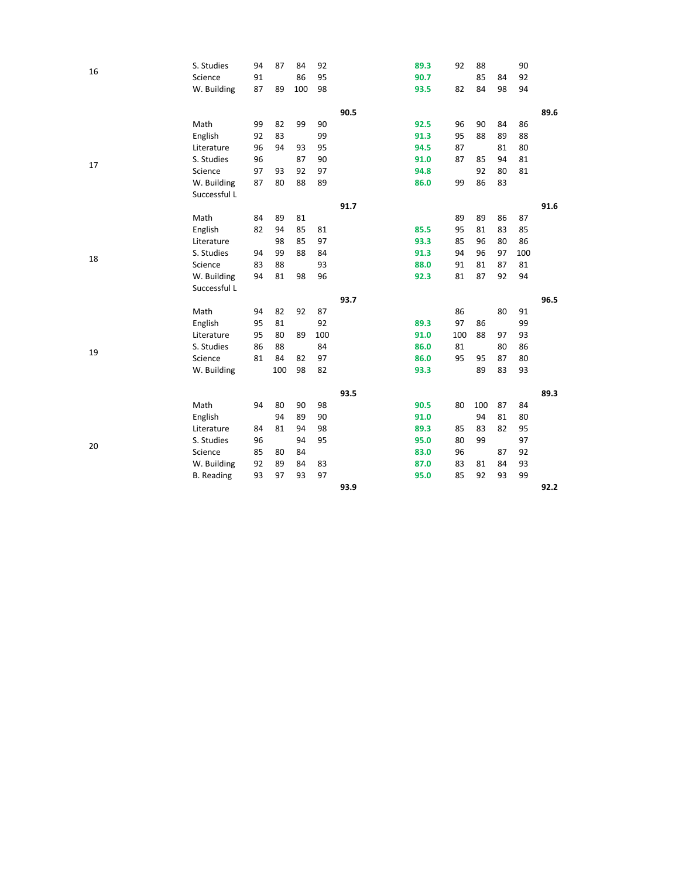| | | | | | | | | | | | | |
|---|---|---|---|---|---|---|---|---|---|---|---|---|
| 16 | S. Studies | 94 | 87 | 84 | 92 | | **89.3** | 92 | 88 | | 90 | |
| | Science | 91 | | 86 | 95 | | **90.7** | | 85 | 84 | 92 | |
| | W. Building | 87 | 89 | 100 | 98 | | **93.5** | 82 | 84 | 98 | 94 | |
| | | | | | | **90.5** | | | | | | **89.6** |
| 17 | Math | 99 | 82 | 99 | 90 | | **92.5** | 96 | 90 | 84 | 86 | |
| | English | 92 | 83 | | 99 | | **91.3** | 95 | 88 | 89 | 88 | |
| | Literature | 96 | 94 | 93 | 95 | | **94.5** | 87 | | 81 | 80 | |
| | S. Studies | 96 | | 87 | 90 | | **91.0** | 87 | 85 | 94 | 81 | |
| | Science | 97 | 93 | 92 | 97 | | **94.8** | | 92 | 80 | 81 | |
| | W. Building | 87 | 80 | 88 | 89 | | **86.0** | 99 | 86 | 83 | | |
| | Successful L | | | | | | | | | | | |
| | | | | | | **91.7** | | | | | | **91.6** |
| 18 | Math | 84 | 89 | 81 | | | | 89 | 89 | 86 | 87 | |
| | English | 82 | 94 | 85 | 81 | | **85.5** | 95 | 81 | 83 | 85 | |
| | Literature | | 98 | 85 | 97 | | **93.3** | 85 | 96 | 80 | 86 | |
| | S. Studies | 94 | 99 | 88 | 84 | | **91.3** | 94 | 96 | 97 | 100 | |
| | Science | 83 | 88 | | 93 | | **88.0** | 91 | 81 | 87 | 81 | |
| | W. Building | 94 | 81 | 98 | 96 | | **92.3** | 81 | 87 | 92 | 94 | |
| | Successful L | | | | | | | | | | | |
| | | | | | | **93.7** | | | | | | **96.5** |
| 19 | Math | 94 | 82 | 92 | 87 | | | 86 | | 80 | 91 | |
| | English | 95 | 81 | | 92 | | **89.3** | 97 | 86 | | 99 | |
| | Literature | 95 | 80 | 89 | 100 | | **91.0** | 100 | 88 | 97 | 93 | |
| | S. Studies | 86 | 88 | | 84 | | **86.0** | 81 | | 80 | 86 | |
| | Science | 81 | 84 | 82 | 97 | | **86.0** | 95 | 95 | 87 | 80 | |
| | W. Building | | 100 | 98 | 82 | | **93.3** | | 89 | 83 | 93 | |
| | | | | | | **93.5** | | | | | | **89.3** |
| 20 | Math | 94 | 80 | 90 | 98 | | **90.5** | 80 | 100 | 87 | 84 | |
| | English | | 94 | 89 | 90 | | **91.0** | | 94 | 81 | 80 | |
| | Literature | 84 | 81 | 94 | 98 | | **89.3** | 85 | 83 | 82 | 95 | |
| | S. Studies | 96 | | 94 | 95 | | **95.0** | 80 | 99 | | 97 | |
| | Science | 85 | 80 | 84 | | | **83.0** | 96 | | 87 | 92 | |
| | W. Building | 92 | 89 | 84 | 83 | | **87.0** | 83 | 81 | 84 | 93 | |
| | B. Reading | 93 | 97 | 93 | 97 | | **95.0** | 85 | 92 | 93 | 99 | |
| | | | | | | **93.9** | | | | | | **92.2** |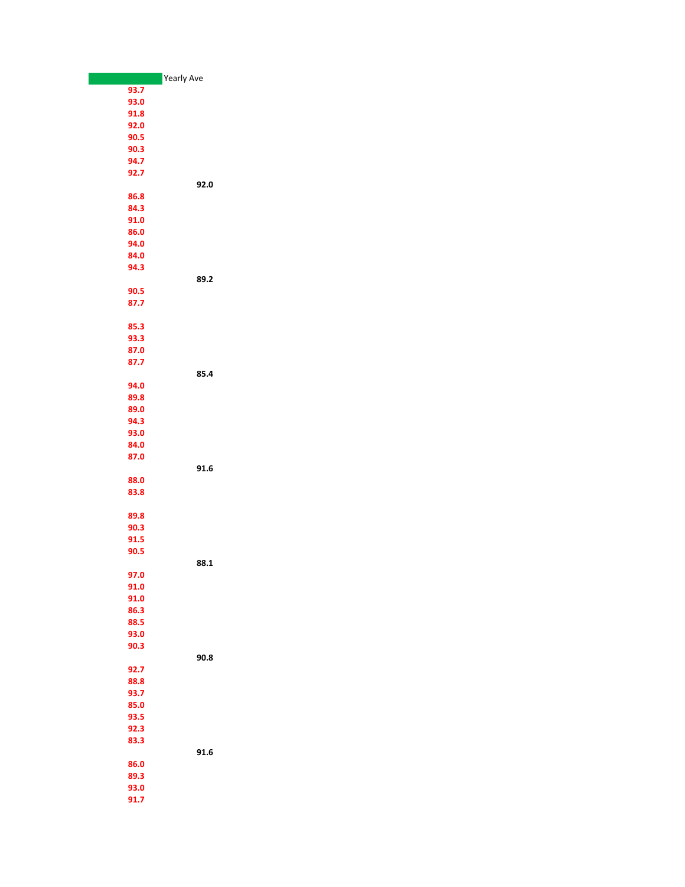| | Yearly Ave |
|---|---|
| 93.7 | |
| 93.0 | |
| 91.8 | |
| 92.0 | |
| 90.5 | |
| 90.3 | |
| 94.7 | |
| 92.7 | |
| | 92.0 |
| 86.8 | |
| 84.3 | |
| 91.0 | |
| 86.0 | |
| 94.0 | |
| 84.0 | |
| 94.3 | |
| | 89.2 |
| 90.5 | |
| 87.7 | |
| | |
| 85.3 | |
| 93.3 | |
| 87.0 | |
| 87.7 | |
| | 85.4 |
| 94.0 | |
| 89.8 | |
| 89.0 | |
| 94.3 | |
| 93.0 | |
| 84.0 | |
| 87.0 | |
| | 91.6 |
| 88.0 | |
| 83.8 | |
| | |
| 89.8 | |
| 90.3 | |
| 91.5 | |
| 90.5 | |
| | 88.1 |
| 97.0 | |
| 91.0 | |
| 91.0 | |
| 86.3 | |
| 88.5 | |
| 93.0 | |
| 90.3 | |
| | 90.8 |
| 92.7 | |
| 88.8 | |
| 93.7 | |
| 85.0 | |
| 93.5 | |
| 92.3 | |
| 83.3 | |
| | 91.6 |
| 86.0 | |
| 89.3 | |
| 93.0 | |
| 91.7 | |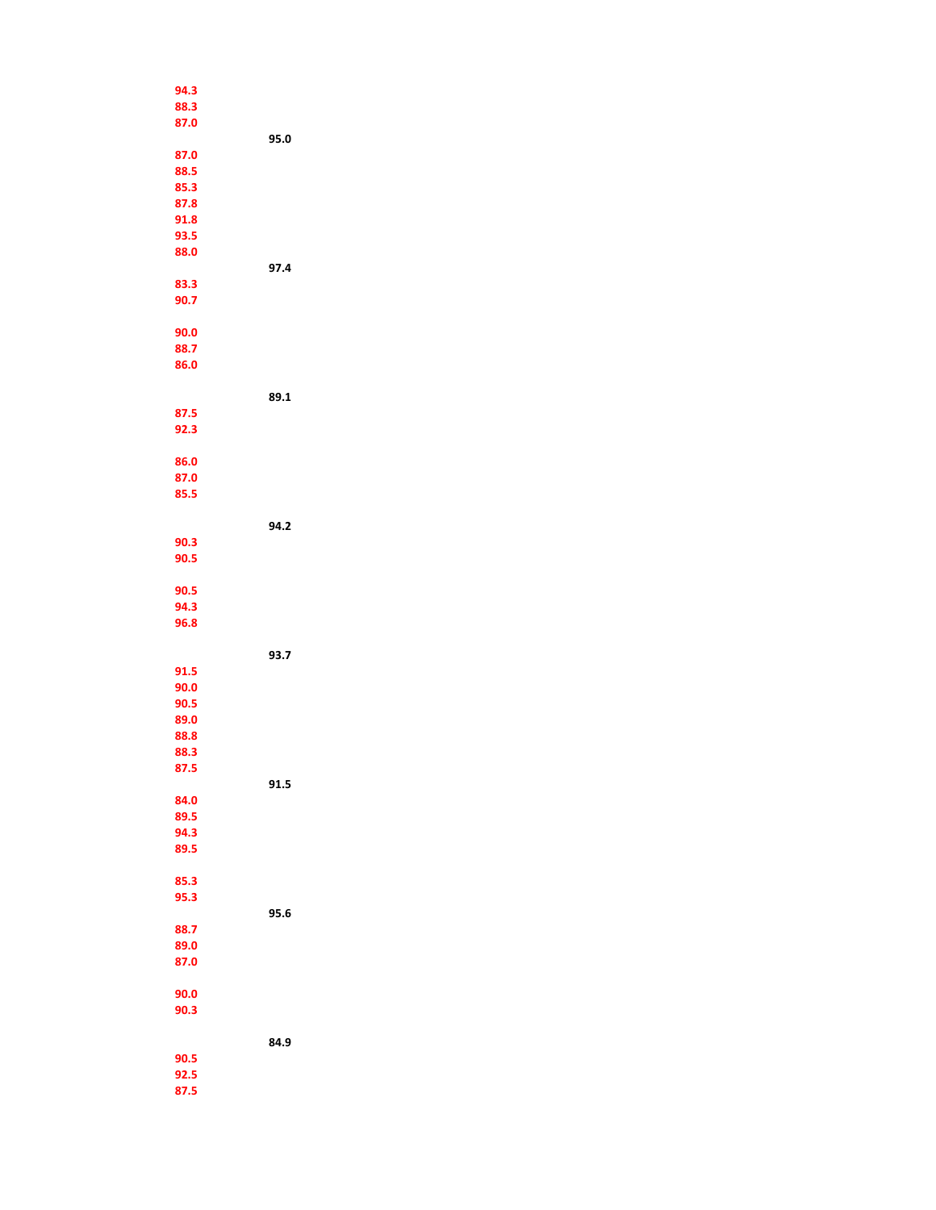| | |
|---|---|
| 94.3 | |
| 88.3 | |
| 87.0 | |
| | 95.0 |
| 87.0 | |
| 88.5 | |
| 85.3 | |
| 87.8 | |
| 91.8 | |
| 93.5 | |
| 88.0 | |
| | 97.4 |
| 83.3 | |
| 90.7 | |
| | |
| 90.0 | |
| 88.7 | |
| 86.0 | |
| | |
| | 89.1 |
| 87.5 | |
| 92.3 | |
| | |
| 86.0 | |
| 87.0 | |
| 85.5 | |
| | |
| | 94.2 |
| 90.3 | |
| 90.5 | |
| | |
| 90.5 | |
| 94.3 | |
| 96.8 | |
| | |
| | 93.7 |
| 91.5 | |
| 90.0 | |
| 90.5 | |
| 89.0 | |
| 88.8 | |
| 88.3 | |
| 87.5 | |
| | 91.5 |
| 84.0 | |
| 89.5 | |
| 94.3 | |
| 89.5 | |
| | |
| 85.3 | |
| 95.3 | |
| | 95.6 |
| 88.7 | |
| 89.0 | |
| 87.0 | |
| | |
| 90.0 | |
| 90.3 | |
| | |
| | 84.9 |
| 90.5 | |
| 92.5 | |
| 87.5 | |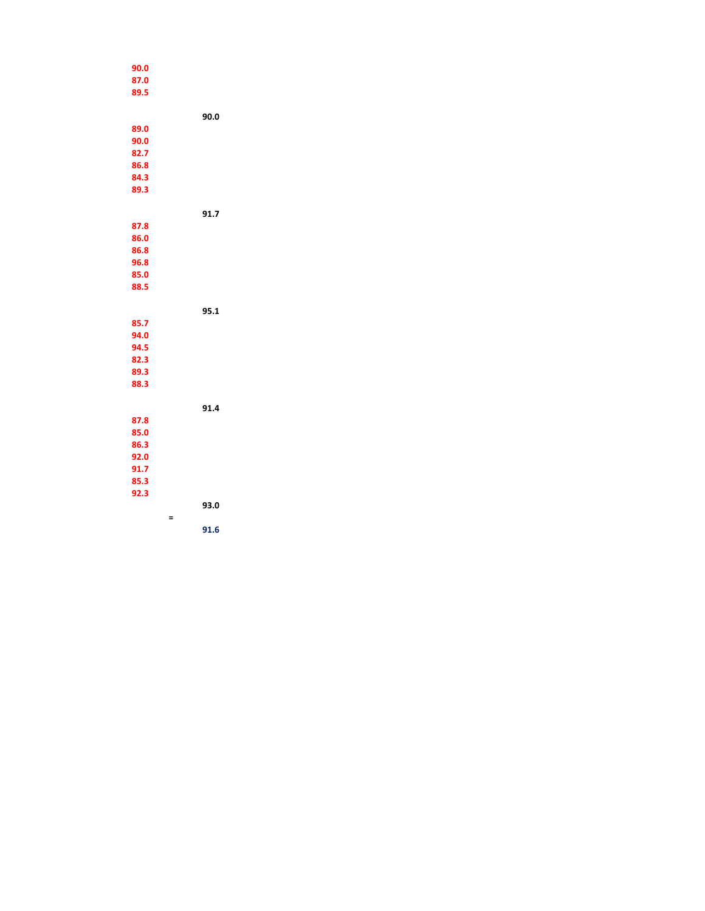| | | |
|---|---|---|
| 90.0 | | |
| 87.0 | | |
| 89.5 | | |
| | | |
| | | 90.0 |
| 89.0 | | |
| 90.0 | | |
| 82.7 | | |
| 86.8 | | |
| 84.3 | | |
| 89.3 | | |
| | | |
| | | 91.7 |
| 87.8 | | |
| 86.0 | | |
| 86.8 | | |
| 96.8 | | |
| 85.0 | | |
| 88.5 | | |
| | | |
| | | 95.1 |
| 85.7 | | |
| 94.0 | | |
| 94.5 | | |
| 82.3 | | |
| 89.3 | | |
| 88.3 | | |
| | | |
| | | 91.4 |
| 87.8 | | |
| 85.0 | | |
| 86.3 | | |
| 92.0 | | |
| 91.7 | | |
| 85.3 | | |
| 92.3 | | |
| | | 93.0 |
| | = | |
| | | 91.6 |